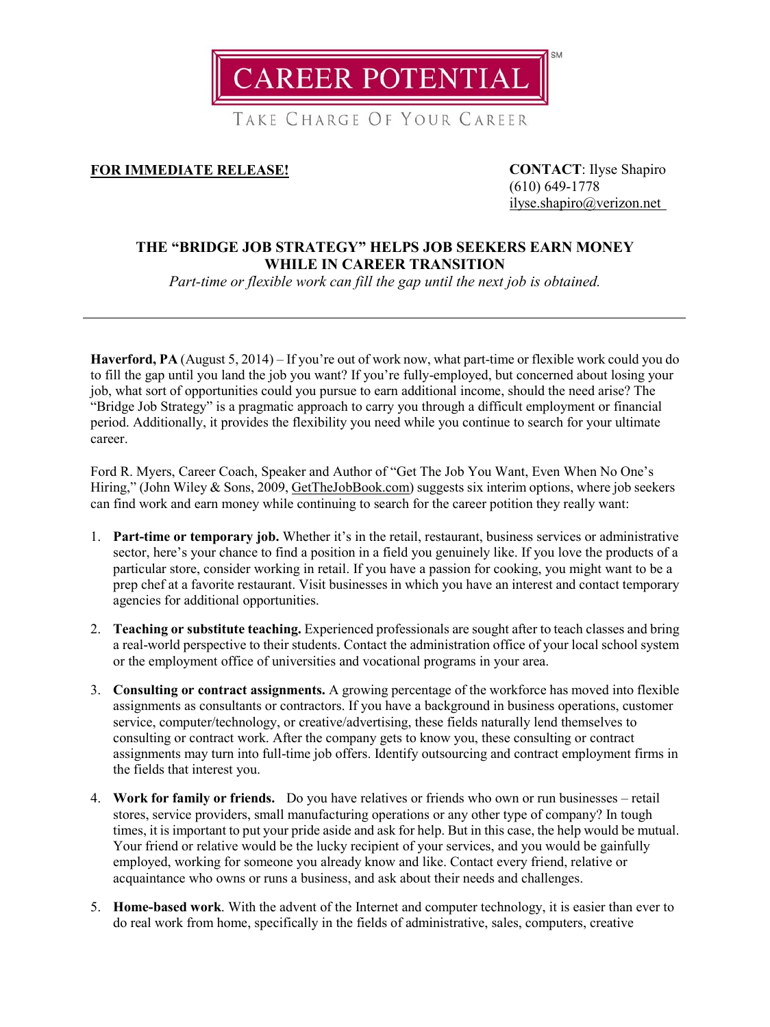CAREER POTENTIAL[SM]

TAKE CHARGE OF YOUR CAREER

**FOR IMMEDIATE RELEASE!**

**CONTACT**: Ilyse Shapiro
(610) 649-1778
ilyse.shapiro@verizon.net

## THE "BRIDGE JOB STRATEGY" HELPS JOB SEEKERS EARN MONEY WHILE IN CAREER TRANSITION

*Part-time or flexible work can fill the gap until the next job is obtained.*

---

**Haverford, PA** (August 5, 2014) – If you're out of work now, what part-time or flexible work could you do to fill the gap until you land the job you want? If you're fully-employed, but concerned about losing your job, what sort of opportunities could you pursue to earn additional income, should the need arise? The "Bridge Job Strategy" is a pragmatic approach to carry you through a difficult employment or financial period. Additionally, it provides the flexibility you need while you continue to search for your ultimate career.

Ford R. Myers, Career Coach, Speaker and Author of "Get The Job You Want, Even When No One's Hiring," (John Wiley & Sons, 2009, GetTheJobBook.com) suggests six interim options, where job seekers can find work and earn money while continuing to search for the career potition they really want:

1. **Part-time or temporary job.** Whether it's in the retail, restaurant, business services or administrative sector, here's your chance to find a position in a field you genuinely like. If you love the products of a particular store, consider working in retail. If you have a passion for cooking, you might want to be a prep chef at a favorite restaurant. Visit businesses in which you have an interest and contact temporary agencies for additional opportunities.

2. **Teaching or substitute teaching.** Experienced professionals are sought after to teach classes and bring a real-world perspective to their students. Contact the administration office of your local school system or the employment office of universities and vocational programs in your area.

3. **Consulting or contract assignments.** A growing percentage of the workforce has moved into flexible assignments as consultants or contractors. If you have a background in business operations, customer service, computer/technology, or creative/advertising, these fields naturally lend themselves to consulting or contract work. After the company gets to know you, these consulting or contract assignments may turn into full-time job offers. Identify outsourcing and contract employment firms in the fields that interest you.

4. **Work for family or friends.** Do you have relatives or friends who own or run businesses – retail stores, service providers, small manufacturing operations or any other type of company? In tough times, it is important to put your pride aside and ask for help. But in this case, the help would be mutual. Your friend or relative would be the lucky recipient of your services, and you would be gainfully employed, working for someone you already know and like. Contact every friend, relative or acquaintance who owns or runs a business, and ask about their needs and challenges.

5. **Home-based work**. With the advent of the Internet and computer technology, it is easier than ever to do real work from home, specifically in the fields of administrative, sales, computers, creative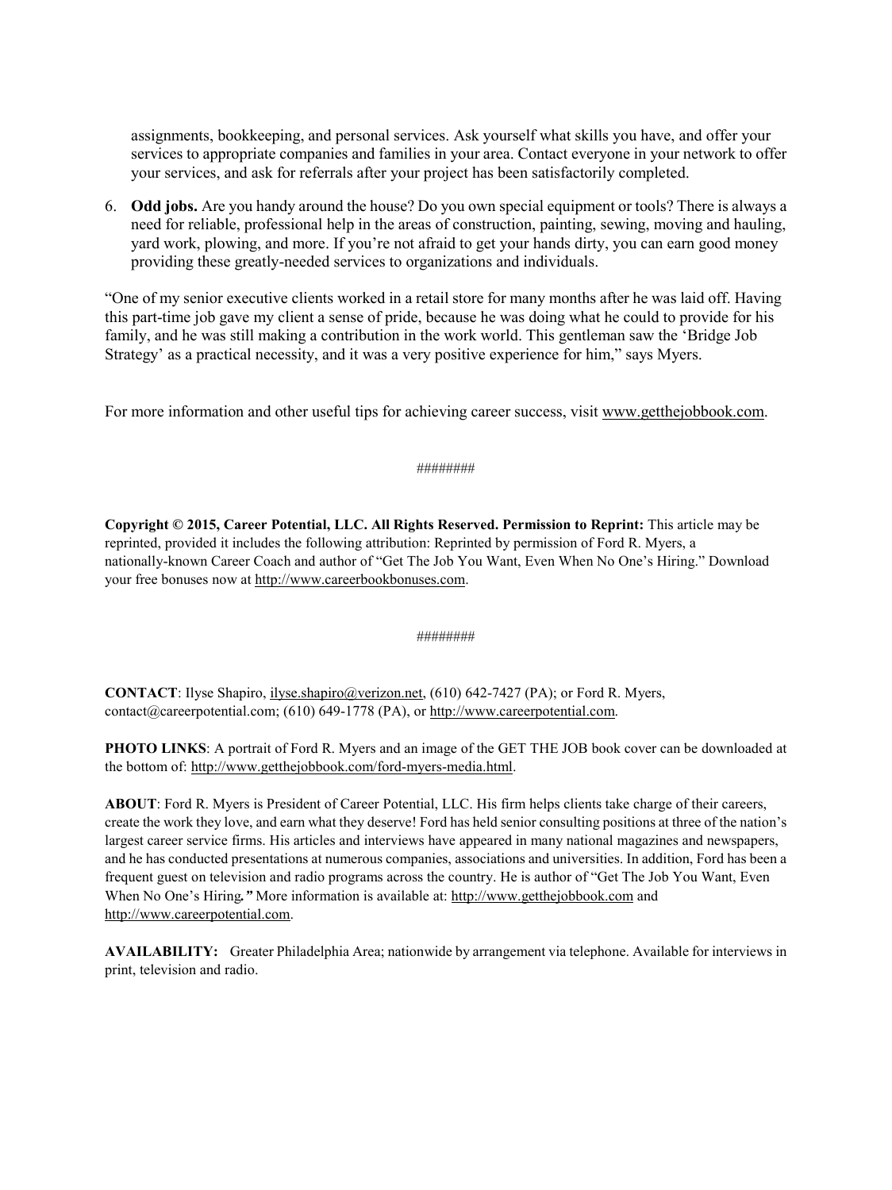assignments, bookkeeping, and personal services. Ask yourself what skills you have, and offer your services to appropriate companies and families in your area. Contact everyone in your network to offer your services, and ask for referrals after your project has been satisfactorily completed.

6. **Odd jobs.** Are you handy around the house? Do you own special equipment or tools? There is always a need for reliable, professional help in the areas of construction, painting, sewing, moving and hauling, yard work, plowing, and more. If you're not afraid to get your hands dirty, you can earn good money providing these greatly-needed services to organizations and individuals.

"One of my senior executive clients worked in a retail store for many months after he was laid off. Having this part-time job gave my client a sense of pride, because he was doing what he could to provide for his family, and he was still making a contribution in the work world. This gentleman saw the 'Bridge Job Strategy' as a practical necessity, and it was a very positive experience for him," says Myers.

For more information and other useful tips for achieving career success, visit www.getthejobbook.com.

########

**Copyright © 2015, Career Potential, LLC. All Rights Reserved. Permission to Reprint:** This article may be reprinted, provided it includes the following attribution: Reprinted by permission of Ford R. Myers, a nationally-known Career Coach and author of "Get The Job You Want, Even When No One's Hiring." Download your free bonuses now at http://www.careerbookbonuses.com.

########

**CONTACT**: Ilyse Shapiro, ilyse.shapiro@verizon.net, (610) 642-7427 (PA); or Ford R. Myers, contact@careerpotential.com; (610) 649-1778 (PA), or http://www.careerpotential.com.

**PHOTO LINKS**: A portrait of Ford R. Myers and an image of the GET THE JOB book cover can be downloaded at the bottom of: http://www.getthejobbook.com/ford-myers-media.html.

**ABOUT**: Ford R. Myers is President of Career Potential, LLC. His firm helps clients take charge of their careers, create the work they love, and earn what they deserve! Ford has held senior consulting positions at three of the nation's largest career service firms. His articles and interviews have appeared in many national magazines and newspapers, and he has conducted presentations at numerous companies, associations and universities. In addition, Ford has been a frequent guest on television and radio programs across the country. He is author of "Get The Job You Want, Even When No One's Hiring." More information is available at: http://www.getthejobbook.com and http://www.careerpotential.com.

**AVAILABILITY:** Greater Philadelphia Area; nationwide by arrangement via telephone. Available for interviews in print, television and radio.